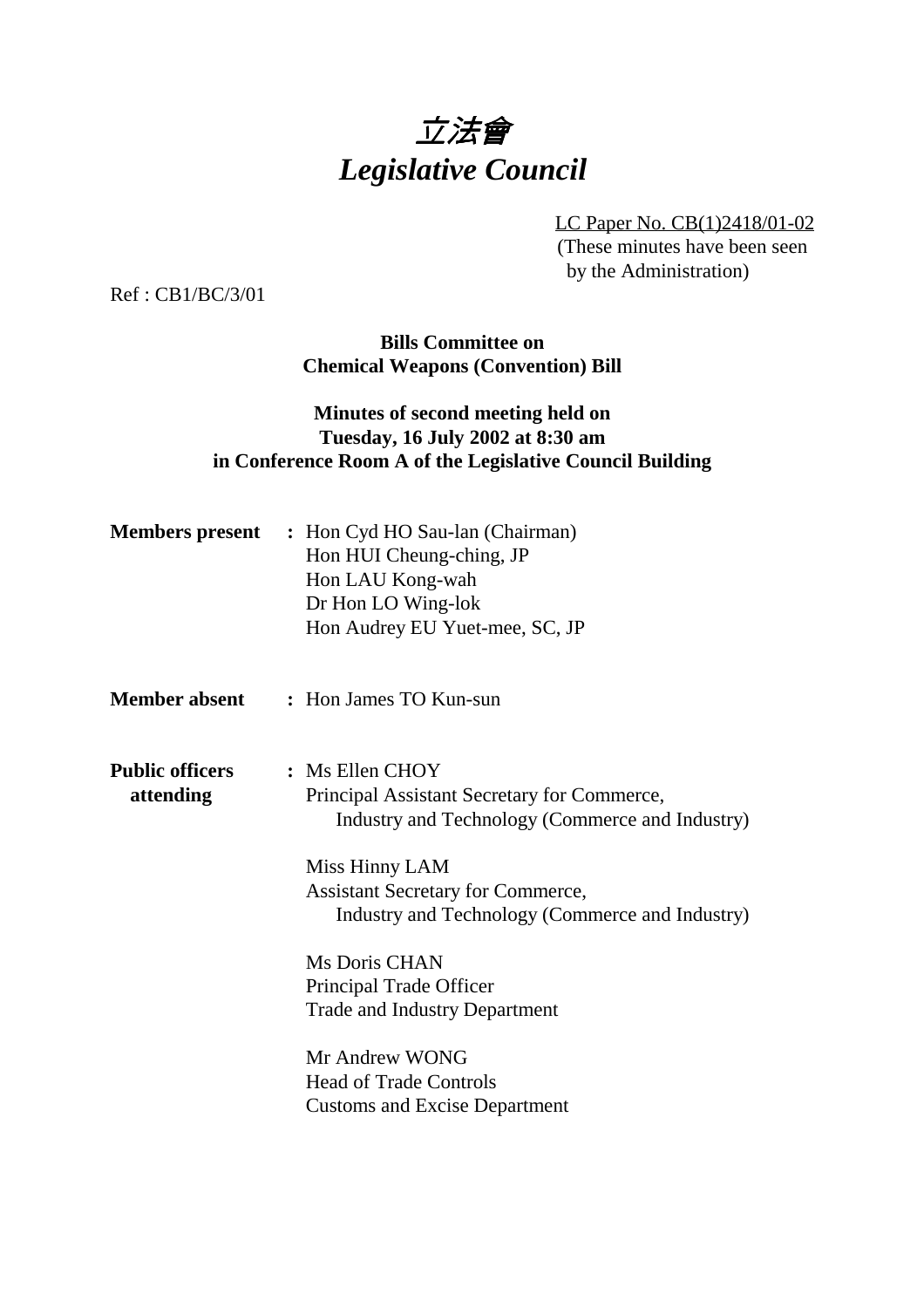# *立法會*
# *Legislative Council*

LC Paper No. CB(1)2418/01-02
(These minutes have been seen by the Administration)

Ref : CB1/BC/3/01

**Bills Committee on**
**Chemical Weapons (Convention) Bill**

**Minutes of second meeting held on**
**Tuesday, 16 July 2002 at 8:30 am**
**in Conference Room A of the Legislative Council Building**

| | | |
|---|---|---|
| **Members present** | **:** | Hon Cyd HO Sau-lan (Chairman)<br>Hon HUI Cheung-ching, JP<br>Hon LAU Kong-wah<br>Dr Hon LO Wing-lok<br>Hon Audrey EU Yuet-mee, SC, JP |
| **Member absent** | **:** | Hon James TO Kun-sun |
| **Public officers attending** | **:** | Ms Ellen CHOY<br>Principal Assistant Secretary for Commerce, Industry and Technology (Commerce and Industry)<br><br>Miss Hinny LAM<br>Assistant Secretary for Commerce, Industry and Technology (Commerce and Industry)<br><br>Ms Doris CHAN<br>Principal Trade Officer<br>Trade and Industry Department<br><br>Mr Andrew WONG<br>Head of Trade Controls<br>Customs and Excise Department |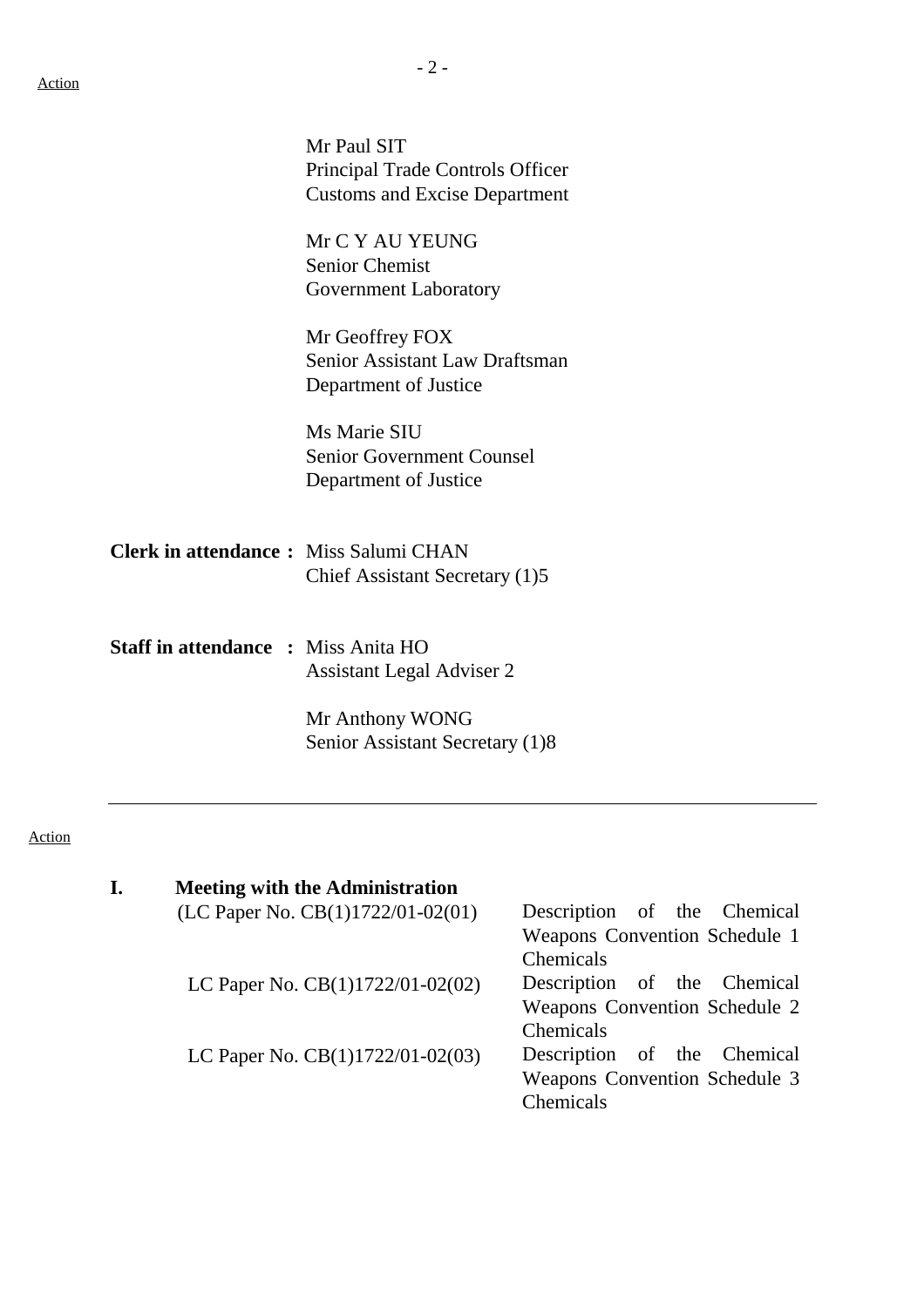Action

Mr Paul SIT
Principal Trade Controls Officer
Customs and Excise Department

Mr C Y AU YEUNG
Senior Chemist
Government Laboratory

Mr Geoffrey FOX
Senior Assistant Law Draftsman
Department of Justice

Ms Marie SIU
Senior Government Counsel
Department of Justice

**Clerk in attendance :** Miss Salumi CHAN
Chief Assistant Secretary (1)5

**Staff in attendance :** Miss Anita HO
Assistant Legal Adviser 2

Mr Anthony WONG
Senior Assistant Secretary (1)8

---

Action

## I. Meeting with the Administration

| | |
|---|---|
| (LC Paper No. CB(1)1722/01-02(01) | Description of the Chemical Weapons Convention Schedule 1 Chemicals |
| LC Paper No. CB(1)1722/01-02(02) | Description of the Chemical Weapons Convention Schedule 2 Chemicals |
| LC Paper No. CB(1)1722/01-02(03) | Description of the Chemical Weapons Convention Schedule 3 Chemicals |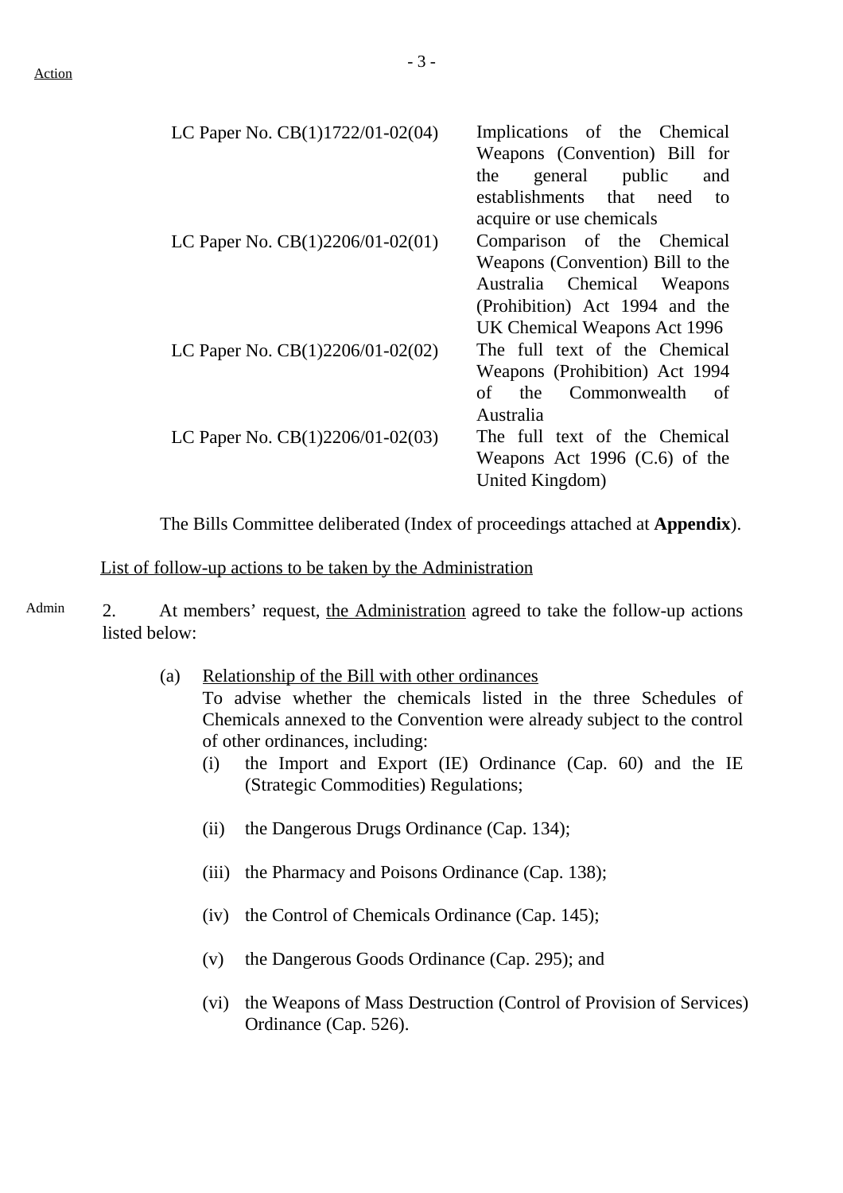Action

| | |
|---|---|
| LC Paper No. CB(1)1722/01-02(04) | Implications of the Chemical Weapons (Convention) Bill for the general public and establishments that need to acquire or use chemicals |
| LC Paper No. CB(1)2206/01-02(01) | Comparison of the Chemical Weapons (Convention) Bill to the Australia Chemical Weapons (Prohibition) Act 1994 and the UK Chemical Weapons Act 1996 |
| LC Paper No. CB(1)2206/01-02(02) | The full text of the Chemical Weapons (Prohibition) Act 1994 of the Commonwealth of Australia |
| LC Paper No. CB(1)2206/01-02(03) | The full text of the Chemical Weapons Act 1996 (C.6) of the United Kingdom) |

The Bills Committee deliberated (Index of proceedings attached at **Appendix**).

List of follow-up actions to be taken by the Administration

Admin

2. At members' request, the Administration agreed to take the follow-up actions listed below:

(a) Relationship of the Bill with other ordinances
To advise whether the chemicals listed in the three Schedules of Chemicals annexed to the Convention were already subject to the control of other ordinances, including:

(i) the Import and Export (IE) Ordinance (Cap. 60) and the IE (Strategic Commodities) Regulations;

(ii) the Dangerous Drugs Ordinance (Cap. 134);

(iii) the Pharmacy and Poisons Ordinance (Cap. 138);

(iv) the Control of Chemicals Ordinance (Cap. 145);

(v) the Dangerous Goods Ordinance (Cap. 295); and

(vi) the Weapons of Mass Destruction (Control of Provision of Services) Ordinance (Cap. 526).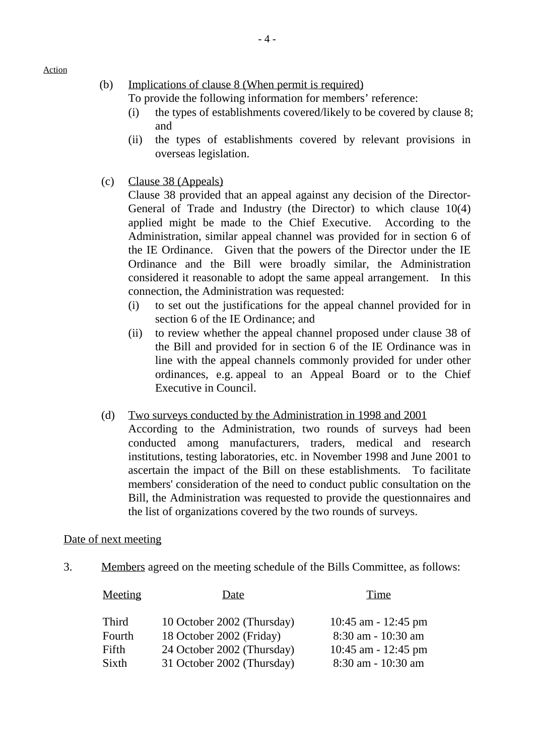Action

(b) Implications of clause 8 (When permit is required)
To provide the following information for members' reference:
   (i) the types of establishments covered/likely to be covered by clause 8; and
   (ii) the types of establishments covered by relevant provisions in overseas legislation.

(c) Clause 38 (Appeals)
Clause 38 provided that an appeal against any decision of the Director-General of Trade and Industry (the Director) to which clause 10(4) applied might be made to the Chief Executive. According to the Administration, similar appeal channel was provided for in section 6 of the IE Ordinance. Given that the powers of the Director under the IE Ordinance and the Bill were broadly similar, the Administration considered it reasonable to adopt the same appeal arrangement. In this connection, the Administration was requested:
   (i) to set out the justifications for the appeal channel provided for in section 6 of the IE Ordinance; and
   (ii) to review whether the appeal channel proposed under clause 38 of the Bill and provided for in section 6 of the IE Ordinance was in line with the appeal channels commonly provided for under other ordinances, e.g. appeal to an Appeal Board or to the Chief Executive in Council.

(d) Two surveys conducted by the Administration in 1998 and 2001
According to the Administration, two rounds of surveys had been conducted among manufacturers, traders, medical and research institutions, testing laboratories, etc. in November 1998 and June 2001 to ascertain the impact of the Bill on these establishments. To facilitate members' consideration of the need to conduct public consultation on the Bill, the Administration was requested to provide the questionnaires and the list of organizations covered by the two rounds of surveys.

Date of next meeting

3. Members agreed on the meeting schedule of the Bills Committee, as follows:

| Meeting | Date | Time |
|---|---|---|
| Third | 10 October 2002 (Thursday) | 10:45 am - 12:45 pm |
| Fourth | 18 October 2002 (Friday) | 8:30 am - 10:30 am |
| Fifth | 24 October 2002 (Thursday) | 10:45 am - 12:45 pm |
| Sixth | 31 October 2002 (Thursday) | 8:30 am - 10:30 am |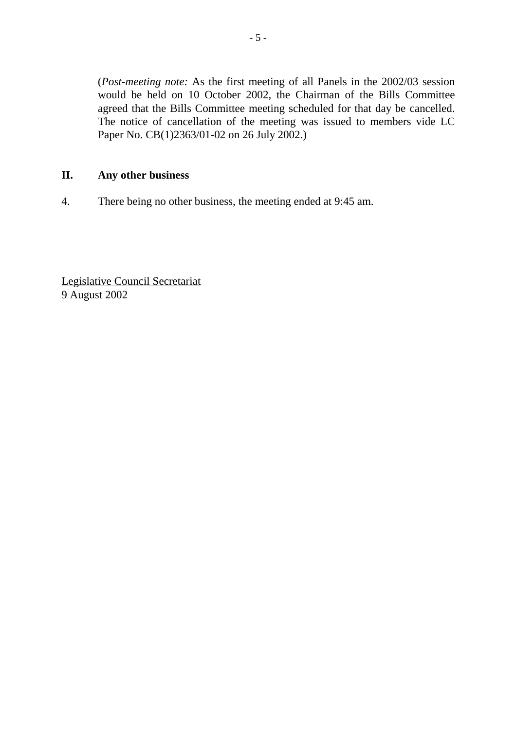(*Post-meeting note:* As the first meeting of all Panels in the 2002/03 session would be held on 10 October 2002, the Chairman of the Bills Committee agreed that the Bills Committee meeting scheduled for that day be cancelled. The notice of cancellation of the meeting was issued to members vide LC Paper No. CB(1)2363/01-02 on 26 July 2002.)

## II. Any other business

4. There being no other business, the meeting ended at 9:45 am.

<u>Legislative Council Secretariat</u>
9 August 2002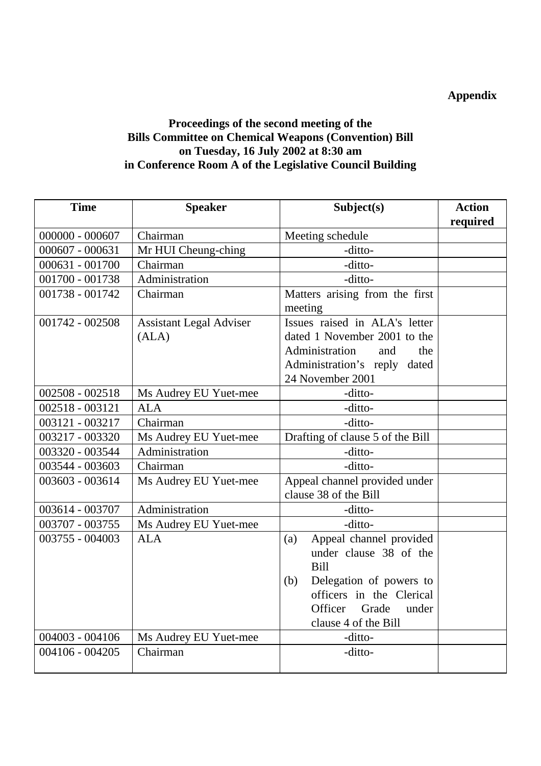**Appendix**

**Proceedings of the second meeting of the Bills Committee on Chemical Weapons (Convention) Bill on Tuesday, 16 July 2002 at 8:30 am in Conference Room A of the Legislative Council Building**

| Time | Speaker | Subject(s) | Action required |
|---|---|---|---|
| 000000 - 000607 | Chairman | Meeting schedule | |
| 000607 - 000631 | Mr HUI Cheung-ching | -ditto- | |
| 000631 - 001700 | Chairman | -ditto- | |
| 001700 - 001738 | Administration | -ditto- | |
| 001738 - 001742 | Chairman | Matters arising from the first meeting | |
| 001742 - 002508 | Assistant Legal Adviser (ALA) | Issues raised in ALA's letter dated 1 November 2001 to the Administration and the Administration's reply dated 24 November 2001 | |
| 002508 - 002518 | Ms Audrey EU Yuet-mee | -ditto- | |
| 002518 - 003121 | ALA | -ditto- | |
| 003121 - 003217 | Chairman | -ditto- | |
| 003217 - 003320 | Ms Audrey EU Yuet-mee | Drafting of clause 5 of the Bill | |
| 003320 - 003544 | Administration | -ditto- | |
| 003544 - 003603 | Chairman | -ditto- | |
| 003603 - 003614 | Ms Audrey EU Yuet-mee | Appeal channel provided under clause 38 of the Bill | |
| 003614 - 003707 | Administration | -ditto- | |
| 003707 - 003755 | Ms Audrey EU Yuet-mee | -ditto- | |
| 003755 - 004003 | ALA | (a) Appeal channel provided under clause 38 of the Bill<br>(b) Delegation of powers to officers in the Clerical Officer Grade under clause 4 of the Bill | |
| 004003 - 004106 | Ms Audrey EU Yuet-mee | -ditto- | |
| 004106 - 004205 | Chairman | -ditto- | |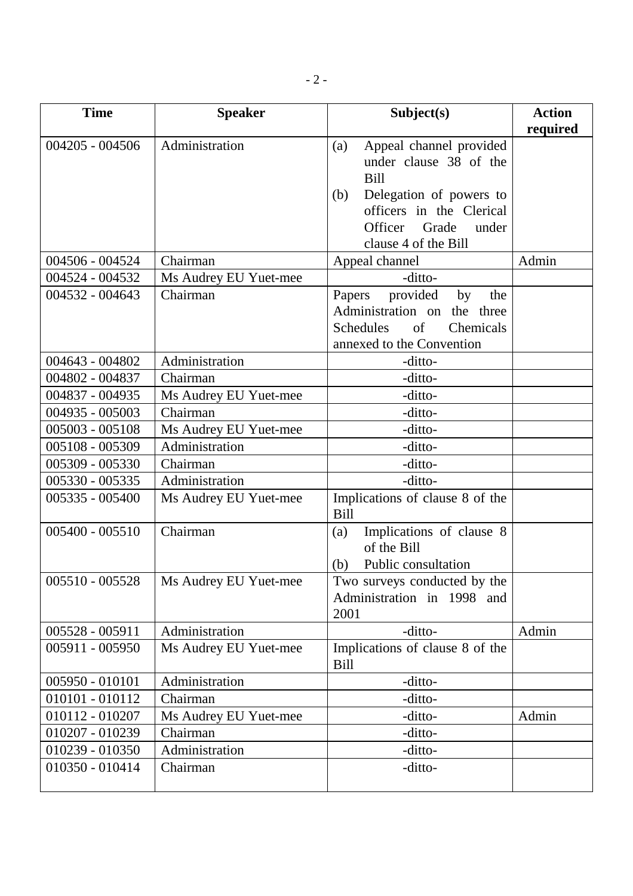| Time | Speaker | Subject(s) | Action required |
|---|---|---|---|
| 004205 - 004506 | Administration | (a) Appeal channel provided under clause 38 of the Bill<br>(b) Delegation of powers to officers in the Clerical Officer Grade under clause 4 of the Bill | |
| 004506 - 004524 | Chairman | Appeal channel | Admin |
| 004524 - 004532 | Ms Audrey EU Yuet-mee | -ditto- | |
| 004532 - 004643 | Chairman | Papers provided by the Administration on the three Schedules of Chemicals annexed to the Convention | |
| 004643 - 004802 | Administration | -ditto- | |
| 004802 - 004837 | Chairman | -ditto- | |
| 004837 - 004935 | Ms Audrey EU Yuet-mee | -ditto- | |
| 004935 - 005003 | Chairman | -ditto- | |
| 005003 - 005108 | Ms Audrey EU Yuet-mee | -ditto- | |
| 005108 - 005309 | Administration | -ditto- | |
| 005309 - 005330 | Chairman | -ditto- | |
| 005330 - 005335 | Administration | -ditto- | |
| 005335 - 005400 | Ms Audrey EU Yuet-mee | Implications of clause 8 of the Bill | |
| 005400 - 005510 | Chairman | (a) Implications of clause 8 of the Bill<br>(b) Public consultation | |
| 005510 - 005528 | Ms Audrey EU Yuet-mee | Two surveys conducted by the Administration in 1998 and 2001 | |
| 005528 - 005911 | Administration | -ditto- | Admin |
| 005911 - 005950 | Ms Audrey EU Yuet-mee | Implications of clause 8 of the Bill | |
| 005950 - 010101 | Administration | -ditto- | |
| 010101 - 010112 | Chairman | -ditto- | |
| 010112 - 010207 | Ms Audrey EU Yuet-mee | -ditto- | Admin |
| 010207 - 010239 | Chairman | -ditto- | |
| 010239 - 010350 | Administration | -ditto- | |
| 010350 - 010414 | Chairman | -ditto- | |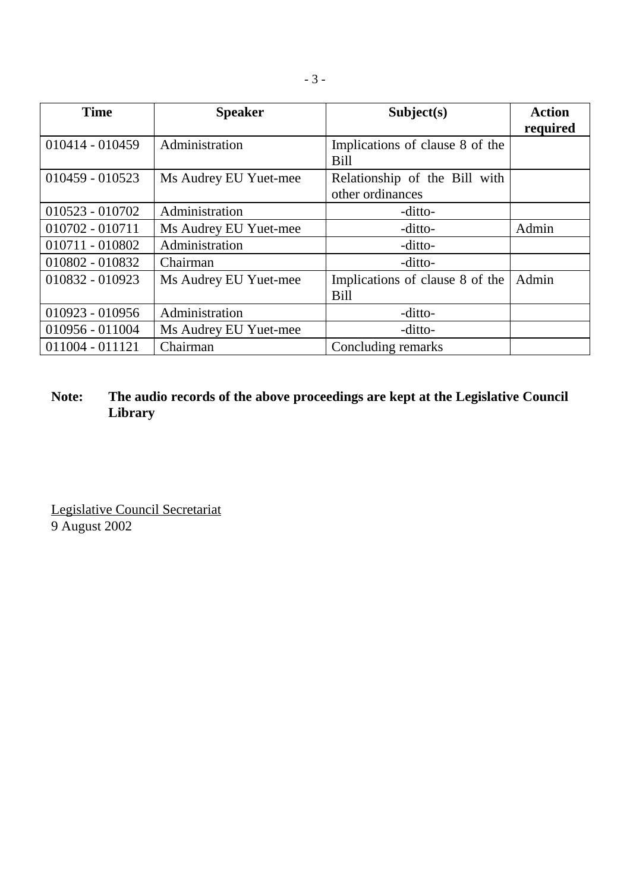| Time | Speaker | Subject(s) | Action required |
|---|---|---|---|
| 010414 - 010459 | Administration | Implications of clause 8 of the Bill | |
| 010459 - 010523 | Ms Audrey EU Yuet-mee | Relationship of the Bill with other ordinances | |
| 010523 - 010702 | Administration | -ditto- | |
| 010702 - 010711 | Ms Audrey EU Yuet-mee | -ditto- | Admin |
| 010711 - 010802 | Administration | -ditto- | |
| 010802 - 010832 | Chairman | -ditto- | |
| 010832 - 010923 | Ms Audrey EU Yuet-mee | Implications of clause 8 of the Bill | Admin |
| 010923 - 010956 | Administration | -ditto- | |
| 010956 - 011004 | Ms Audrey EU Yuet-mee | -ditto- | |
| 011004 - 011121 | Chairman | Concluding remarks | |

**Note: The audio records of the above proceedings are kept at the Legislative Council Library**

Legislative Council Secretariat
9 August 2002